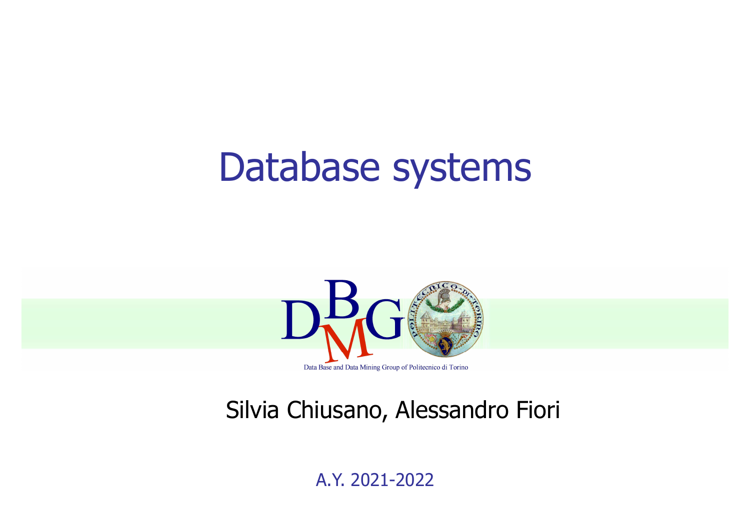# Database systems

Data Base and Data Mining Group of Politecnico di Torino

Silvia Chiusano, Alessandro Fiori

A.Y. 2021-2022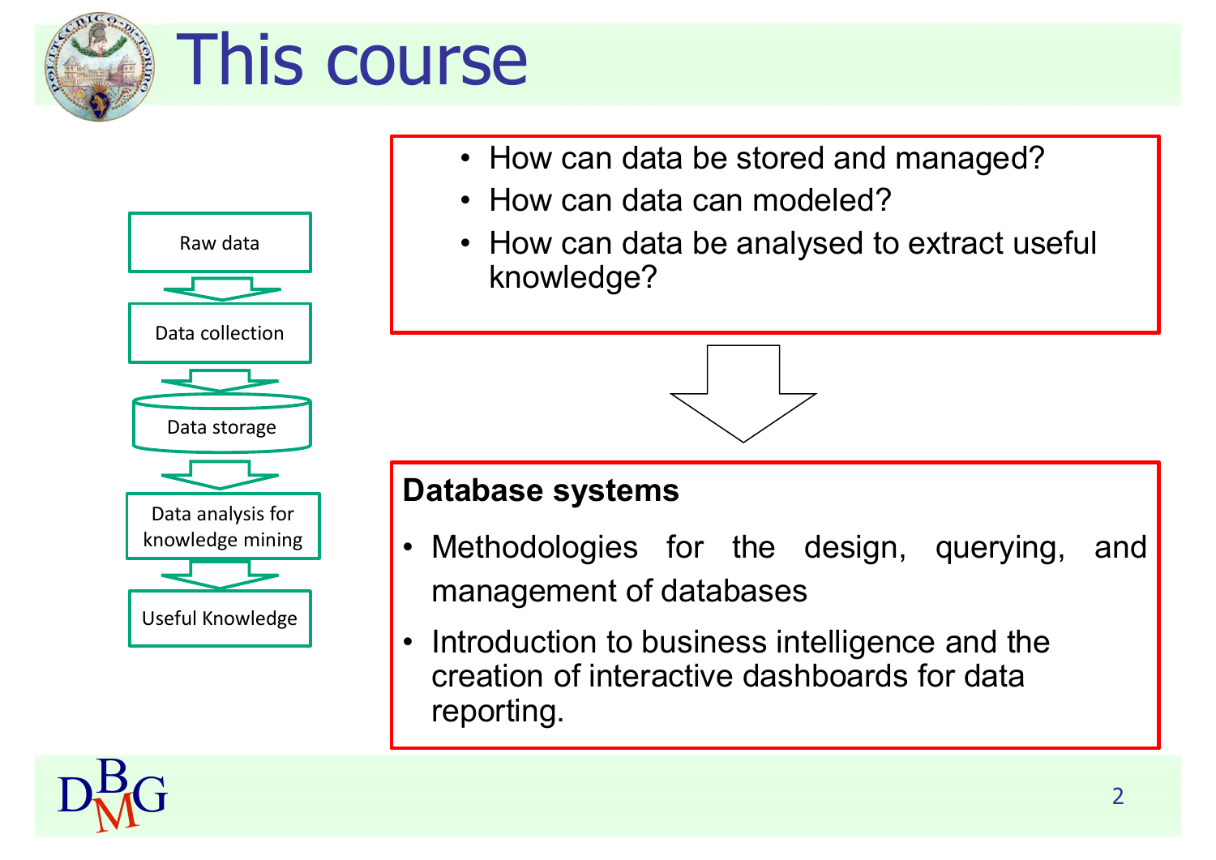# This course

Raw data → Data collection → Data storage → Data analysis for knowledge mining → Useful Knowledge

- How can data be stored and managed?
- How can data can modeled?
- How can data be analysed to extract useful knowledge?

**Database systems**

- Methodologies for the design, querying, and management of databases
- Introduction to business intelligence and the creation of interactive dashboards for data reporting.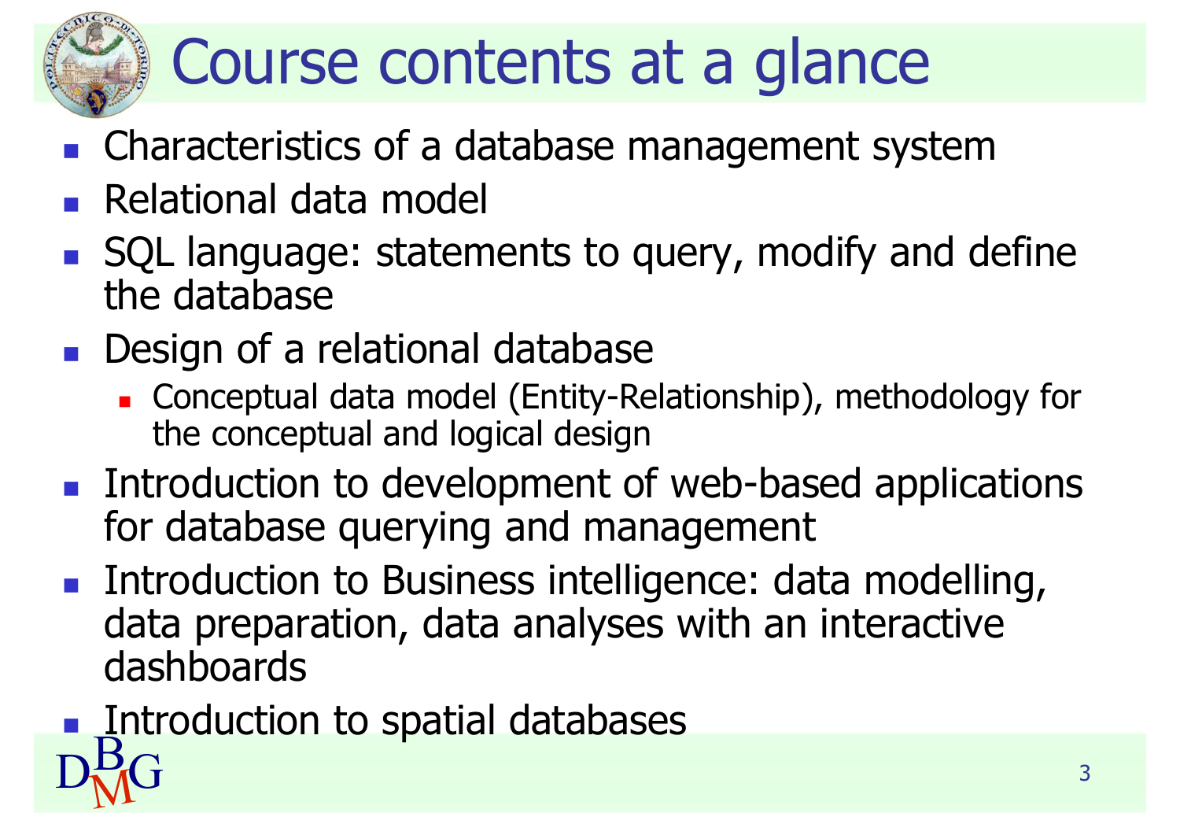# Course contents at a glance

- Characteristics of a database management system
- Relational data model
- SQL language: statements to query, modify and define the database
- Design of a relational database
  - Conceptual data model (Entity-Relationship), methodology for the conceptual and logical design
- Introduction to development of web-based applications for database querying and management
- Introduction to Business intelligence: data modelling, data preparation, data analyses with an interactive dashboards
- Introduction to spatial databases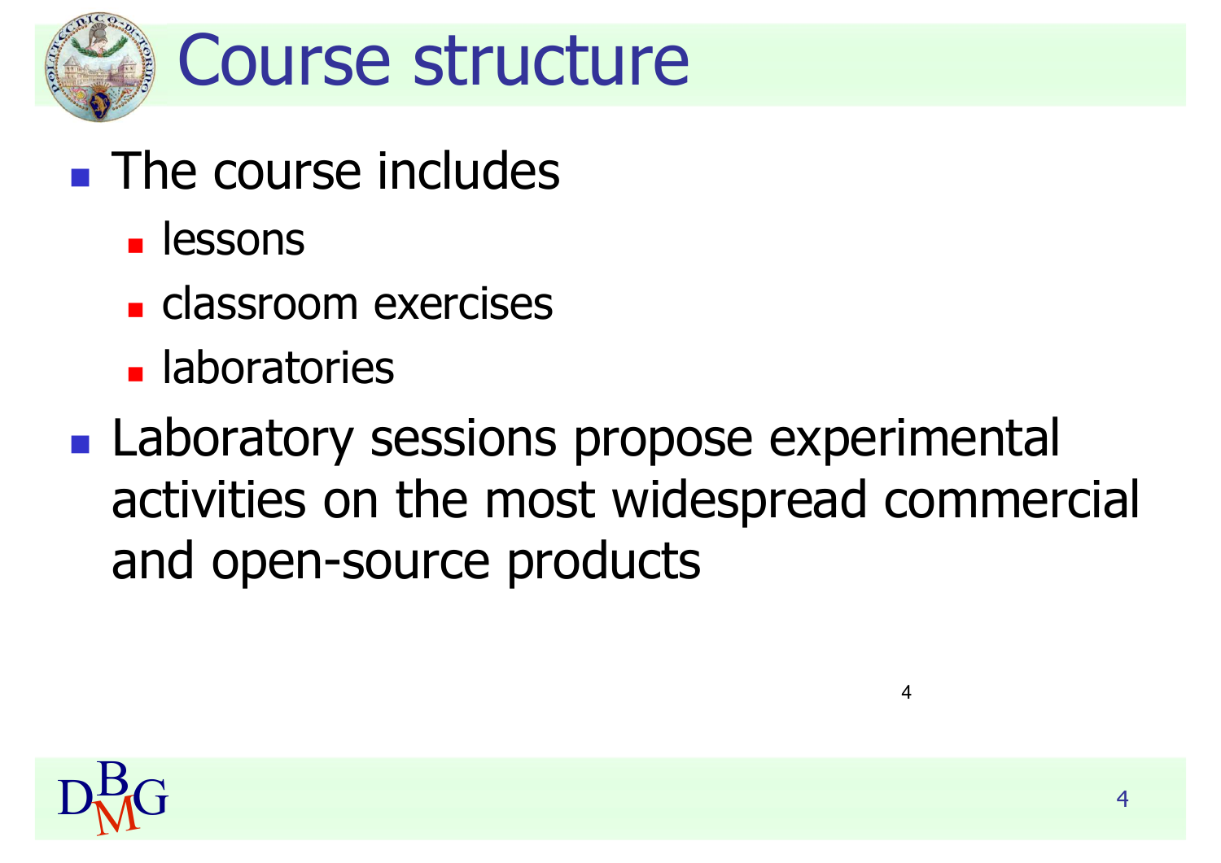# Course structure

- The course includes
  - lessons
  - classroom exercises
  - laboratories
- Laboratory sessions propose experimental activities on the most widespread commercial and open-source products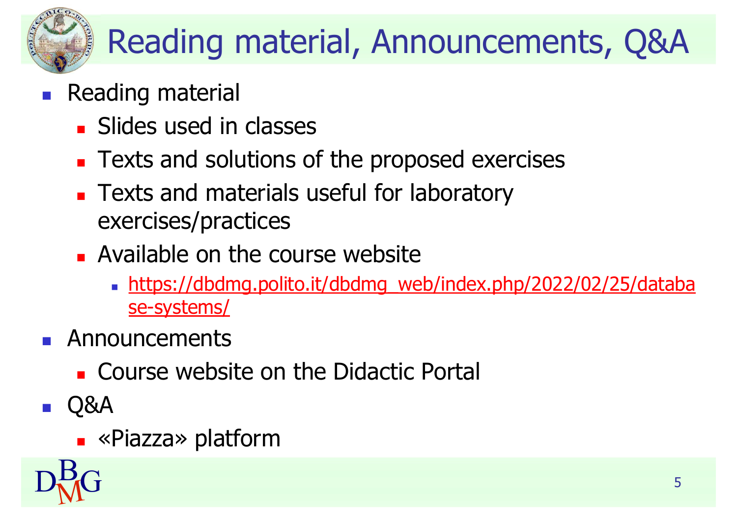# Reading material, Announcements, Q&A

- Reading material
  - Slides used in classes
  - Texts and solutions of the proposed exercises
  - Texts and materials useful for laboratory exercises/practices
  - Available on the course website
    - https://dbdmg.polito.it/dbdmg_web/index.php/2022/02/25/database-systems/
- Announcements
  - Course website on the Didactic Portal
- Q&A
  - «Piazza» platform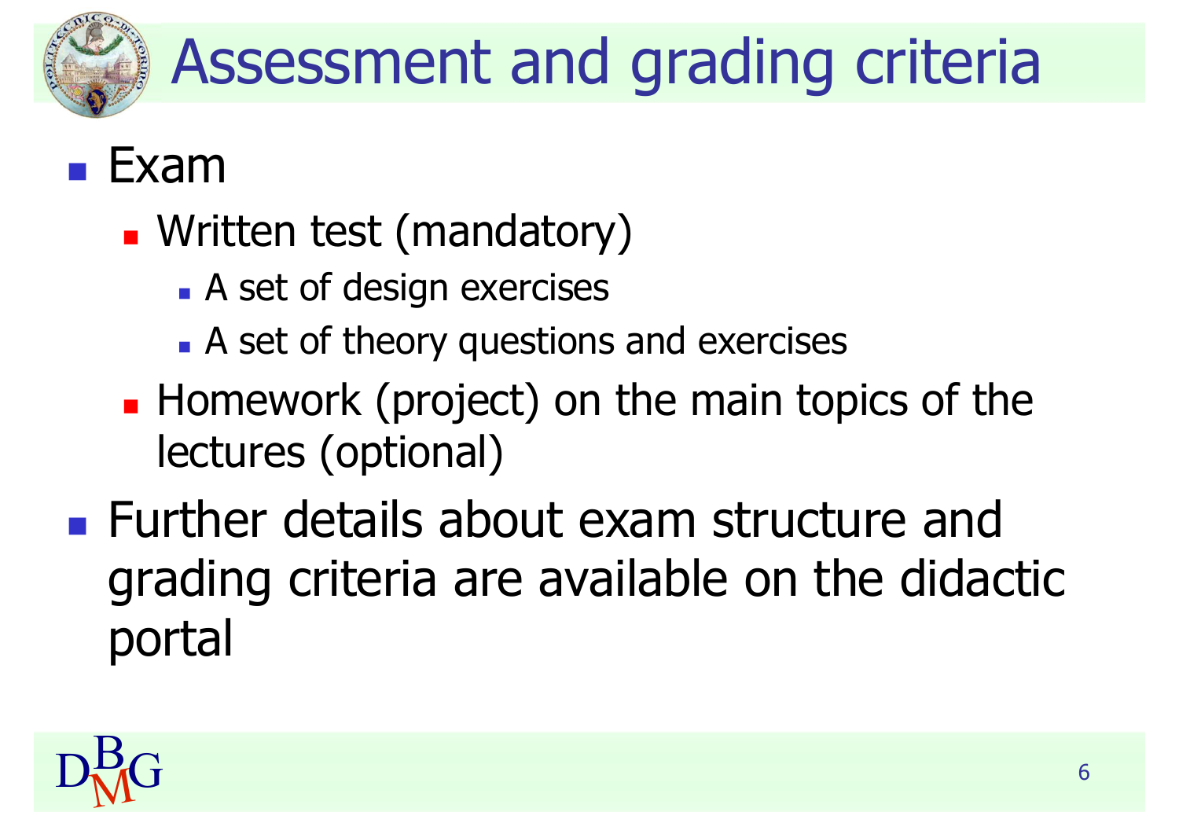# Assessment and grading criteria

- Exam
  - Written test (mandatory)
    - A set of design exercises
    - A set of theory questions and exercises
  - Homework (project) on the main topics of the lectures (optional)
- Further details about exam structure and grading criteria are available on the didactic portal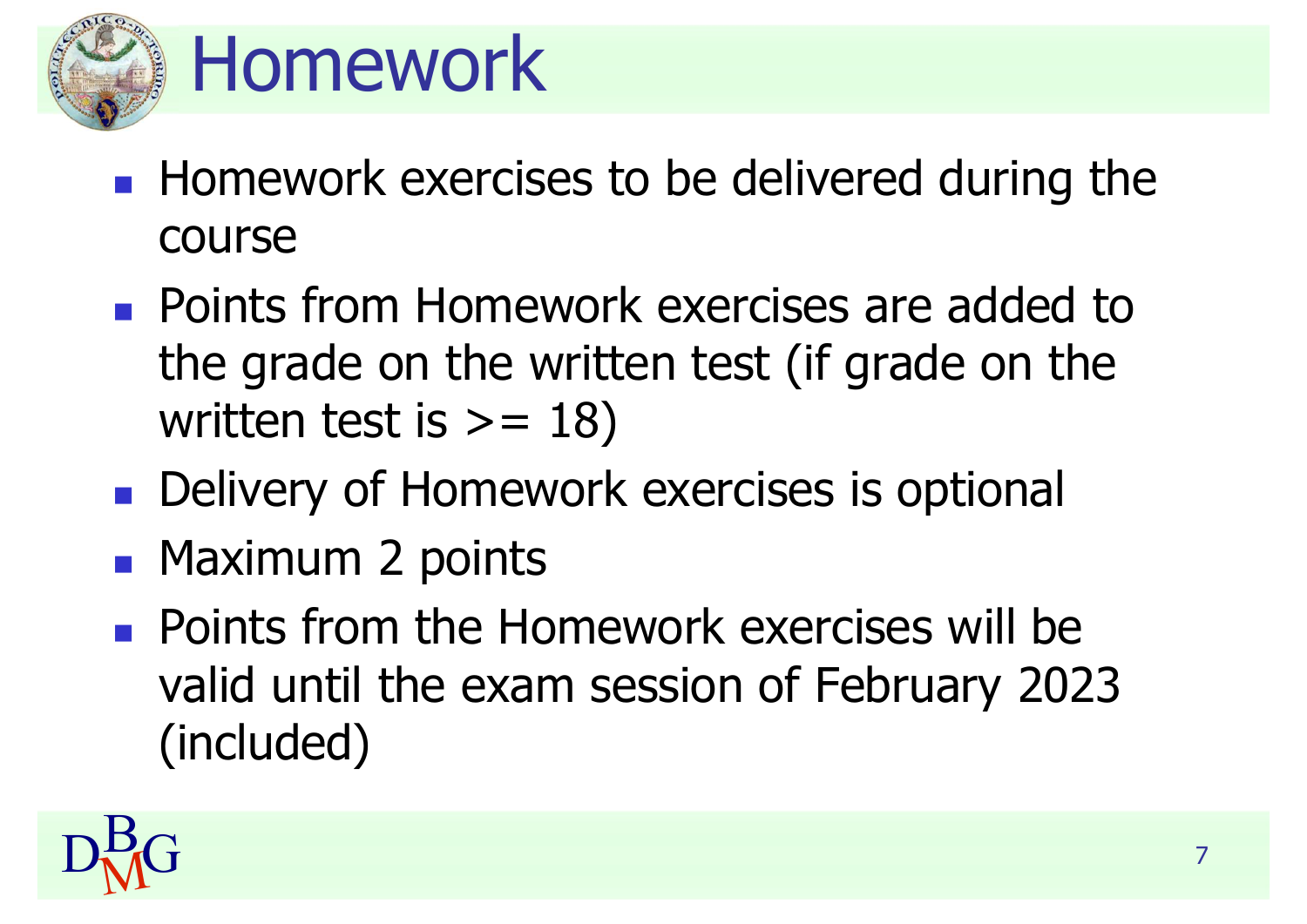# Homework

- Homework exercises to be delivered during the course
- Points from Homework exercises are added to the grade on the written test (if grade on the written test is >= 18)
- Delivery of Homework exercises is optional
- Maximum 2 points
- Points from the Homework exercises will be valid until the exam session of February 2023 (included)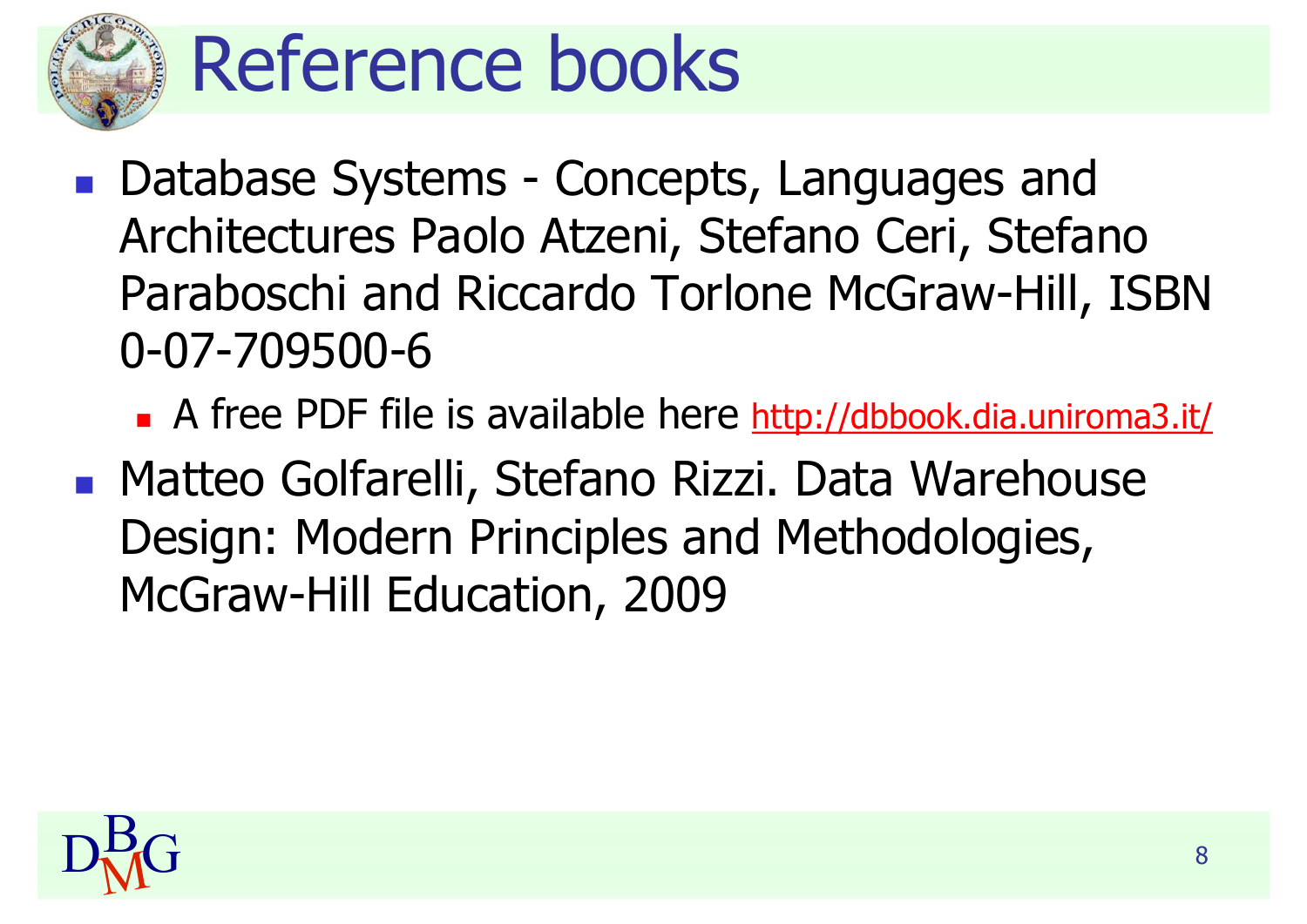# Reference books

- Database Systems - Concepts, Languages and Architectures Paolo Atzeni, Stefano Ceri, Stefano Paraboschi and Riccardo Torlone McGraw-Hill, ISBN 0-07-709500-6
  - A free PDF file is available here http://dbbook.dia.uniroma3.it/
- Matteo Golfarelli, Stefano Rizzi. Data Warehouse Design: Modern Principles and Methodologies, McGraw-Hill Education, 2009